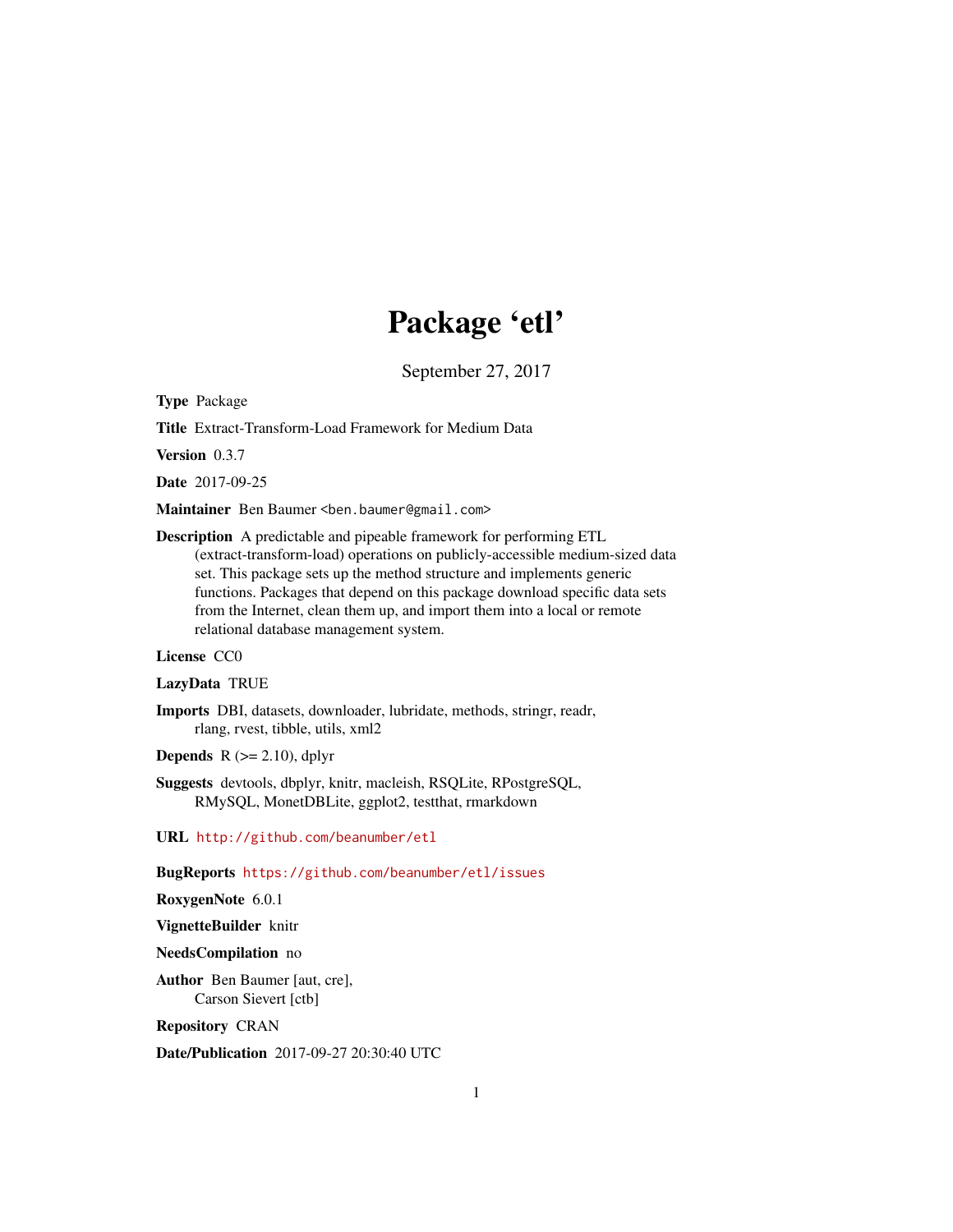# Package 'etl'

September 27, 2017

**Type** Package

**Title** Extract-Transform-Load Framework for Medium Data

**Version** 0.3.7

**Date** 2017-09-25

**Maintainer** Ben Baumer <ben.baumer@gmail.com>

**Description** A predictable and pipeable framework for performing ETL (extract-transform-load) operations on publicly-accessible medium-sized data set. This package sets up the method structure and implements generic functions. Packages that depend on this package download specific data sets from the Internet, clean them up, and import them into a local or remote relational database management system.

**License** CC0

**LazyData** TRUE

**Imports** DBI, datasets, downloader, lubridate, methods, stringr, readr, rlang, rvest, tibble, utils, xml2

**Depends** R (>= 2.10), dplyr

**Suggests** devtools, dbplyr, knitr, macleish, RSQLite, RPostgreSQL, RMySQL, MonetDBLite, ggplot2, testthat, rmarkdown

**URL** http://github.com/beanumber/etl

**BugReports** https://github.com/beanumber/etl/issues

**RoxygenNote** 6.0.1

**VignetteBuilder** knitr

**NeedsCompilation** no

**Author** Ben Baumer [aut, cre], Carson Sievert [ctb]

**Repository** CRAN

**Date/Publication** 2017-09-27 20:30:40 UTC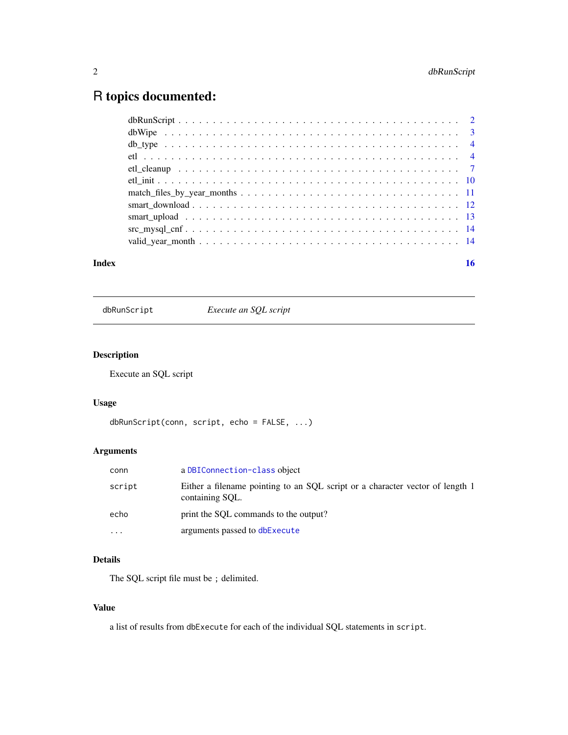# R topics documented:

| | |
|---|---|
| dbRunScript | 2 |
| dbWipe | 3 |
| db_type | 4 |
| etl | 4 |
| etl_cleanup | 7 |
| etl_init | 10 |
| match_files_by_year_months | 11 |
| smart_download | 12 |
| smart_upload | 13 |
| src_mysql_cnf | 14 |
| valid_year_month | 14 |

**Index** 16

---

`dbRunScript` *Execute an SQL script*

---

## Description

Execute an SQL script

## Usage

```
dbRunScript(conn, script, echo = FALSE, ...)
```

## Arguments

| | |
|---|---|
| `conn` | a `DBIConnection-class` object |
| `script` | Either a filename pointing to an SQL script or a character vector of length 1 containing SQL. |
| `echo` | print the SQL commands to the output? |
| `...` | arguments passed to `dbExecute` |

## Details

The SQL script file must be `;` delimited.

## Value

a list of results from `dbExecute` for each of the individual SQL statements in `script`.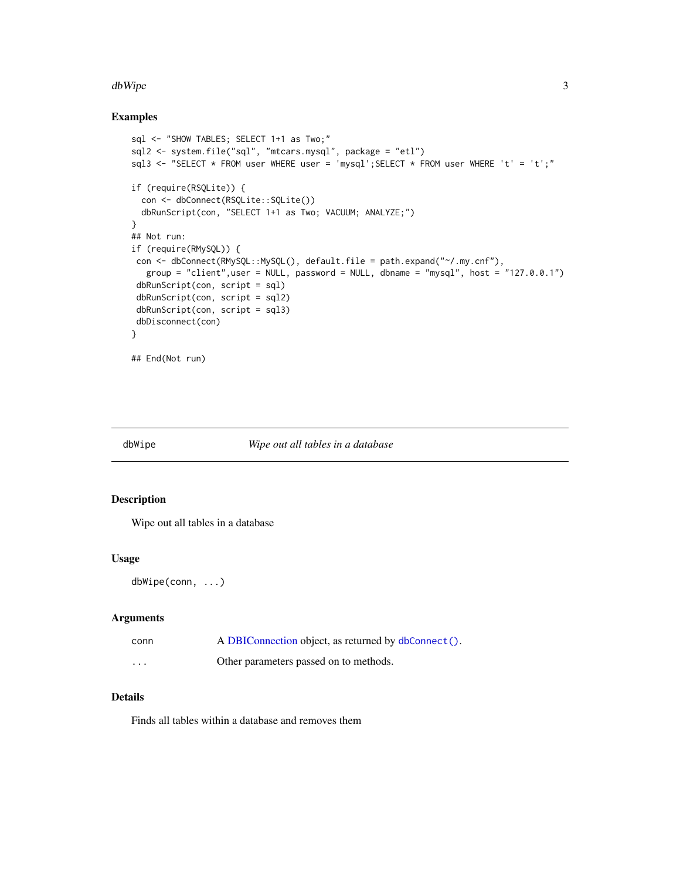### Examples

```
sql <- "SHOW TABLES; SELECT 1+1 as Two;"
sql2 <- system.file("sql", "mtcars.mysql", package = "etl")
sql3 <- "SELECT * FROM user WHERE user = 'mysql';SELECT * FROM user WHERE 't' = 't';"

if (require(RSQLite)) {
  con <- dbConnect(RSQLite::SQLite())
  dbRunScript(con, "SELECT 1+1 as Two; VACUUM; ANALYZE;")
}
## Not run:
if (require(RMySQL)) {
 con <- dbConnect(RMySQL::MySQL(), default.file = path.expand("~/.my.cnf"),
   group = "client",user = NULL, password = NULL, dbname = "mysql", host = "127.0.0.1")
 dbRunScript(con, script = sql)
 dbRunScript(con, script = sql2)
 dbRunScript(con, script = sql3)
 dbDisconnect(con)
}

## End(Not run)
```

---

## dbWipe *Wipe out all tables in a database*

### Description

Wipe out all tables in a database

### Usage

```
dbWipe(conn, ...)
```

### Arguments

| | |
|---|---|
| conn | A DBIConnection object, as returned by `dbConnect()`. |
| ... | Other parameters passed on to methods. |

### Details

Finds all tables within a database and removes them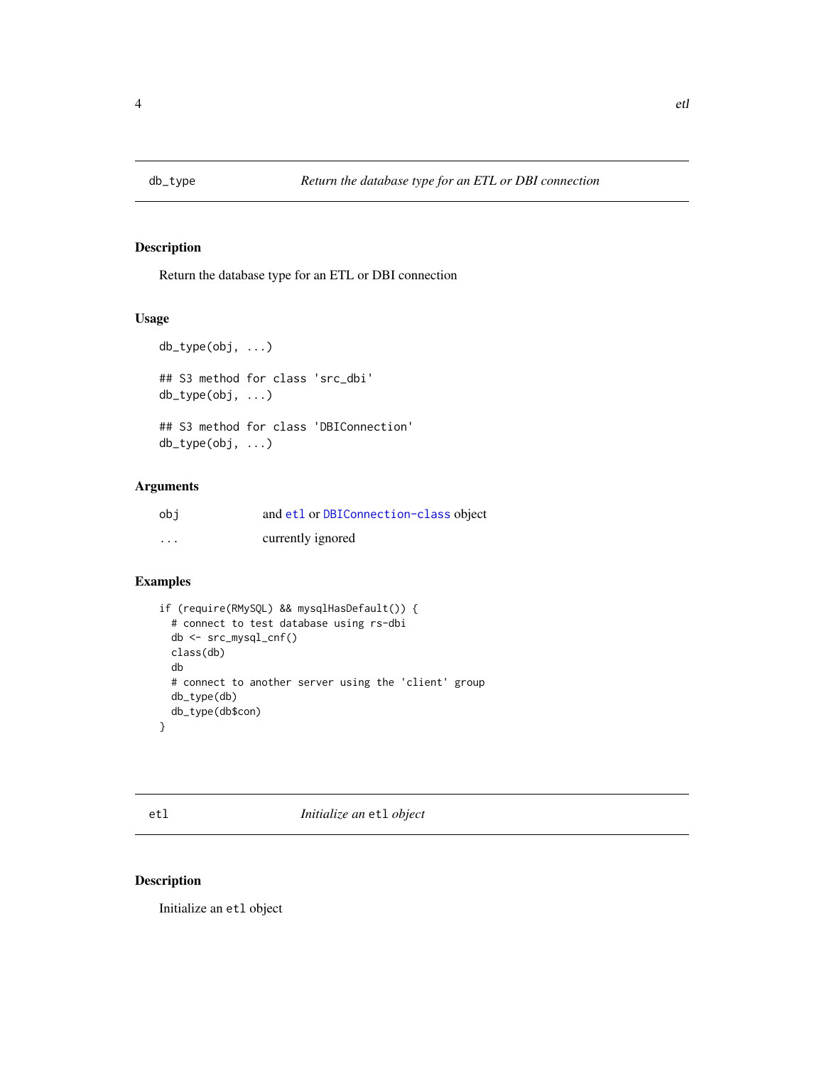## db_type — *Return the database type for an ETL or DBI connection*

### Description

Return the database type for an ETL or DBI connection

### Usage

```
db_type(obj, ...)

## S3 method for class 'src_dbi'
db_type(obj, ...)

## S3 method for class 'DBIConnection'
db_type(obj, ...)
```

### Arguments

| | |
|---|---|
| obj | and etl or DBIConnection-class object |
| ... | currently ignored |

### Examples

```
if (require(RMySQL) && mysqlHasDefault()) {
  # connect to test database using rs-dbi
  db <- src_mysql_cnf()
  class(db)
  db
  # connect to another server using the 'client' group
  db_type(db)
  db_type(db$con)
}
```

## etl — *Initialize an* etl *object*

### Description

Initialize an etl object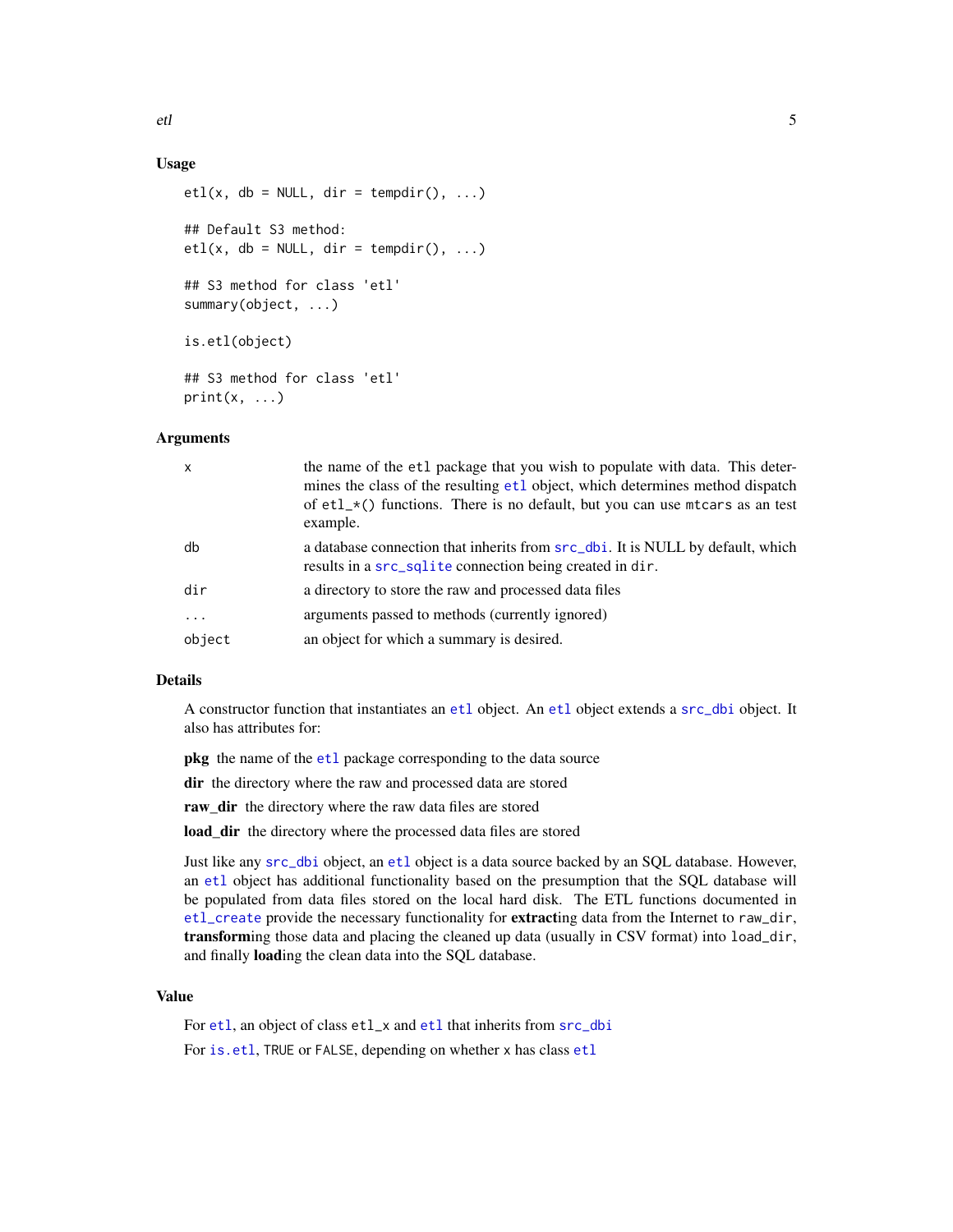## Usage

```
etl(x, db = NULL, dir = tempdir(), ...)

## Default S3 method:
etl(x, db = NULL, dir = tempdir(), ...)

## S3 method for class 'etl'
summary(object, ...)

is.etl(object)

## S3 method for class 'etl'
print(x, ...)
```

## Arguments

| | |
|---|---|
| x | the name of the etl package that you wish to populate with data. This determines the class of the resulting etl object, which determines method dispatch of etl_*() functions. There is no default, but you can use mtcars as an test example. |
| db | a database connection that inherits from src_dbi. It is NULL by default, which results in a src_sqlite connection being created in dir. |
| dir | a directory to store the raw and processed data files |
| ... | arguments passed to methods (currently ignored) |
| object | an object for which a summary is desired. |

## Details

A constructor function that instantiates an etl object. An etl object extends a src_dbi object. It also has attributes for:

**pkg** the name of the etl package corresponding to the data source

**dir** the directory where the raw and processed data are stored

**raw_dir** the directory where the raw data files are stored

**load_dir** the directory where the processed data files are stored

Just like any src_dbi object, an etl object is a data source backed by an SQL database. However, an etl object has additional functionality based on the presumption that the SQL database will be populated from data files stored on the local hard disk. The ETL functions documented in etl_create provide the necessary functionality for **extract**ing data from the Internet to raw_dir, **transform**ing those data and placing the cleaned up data (usually in CSV format) into load_dir, and finally **load**ing the clean data into the SQL database.

## Value

For etl, an object of class etl_x and etl that inherits from src_dbi

For is.etl, TRUE or FALSE, depending on whether x has class etl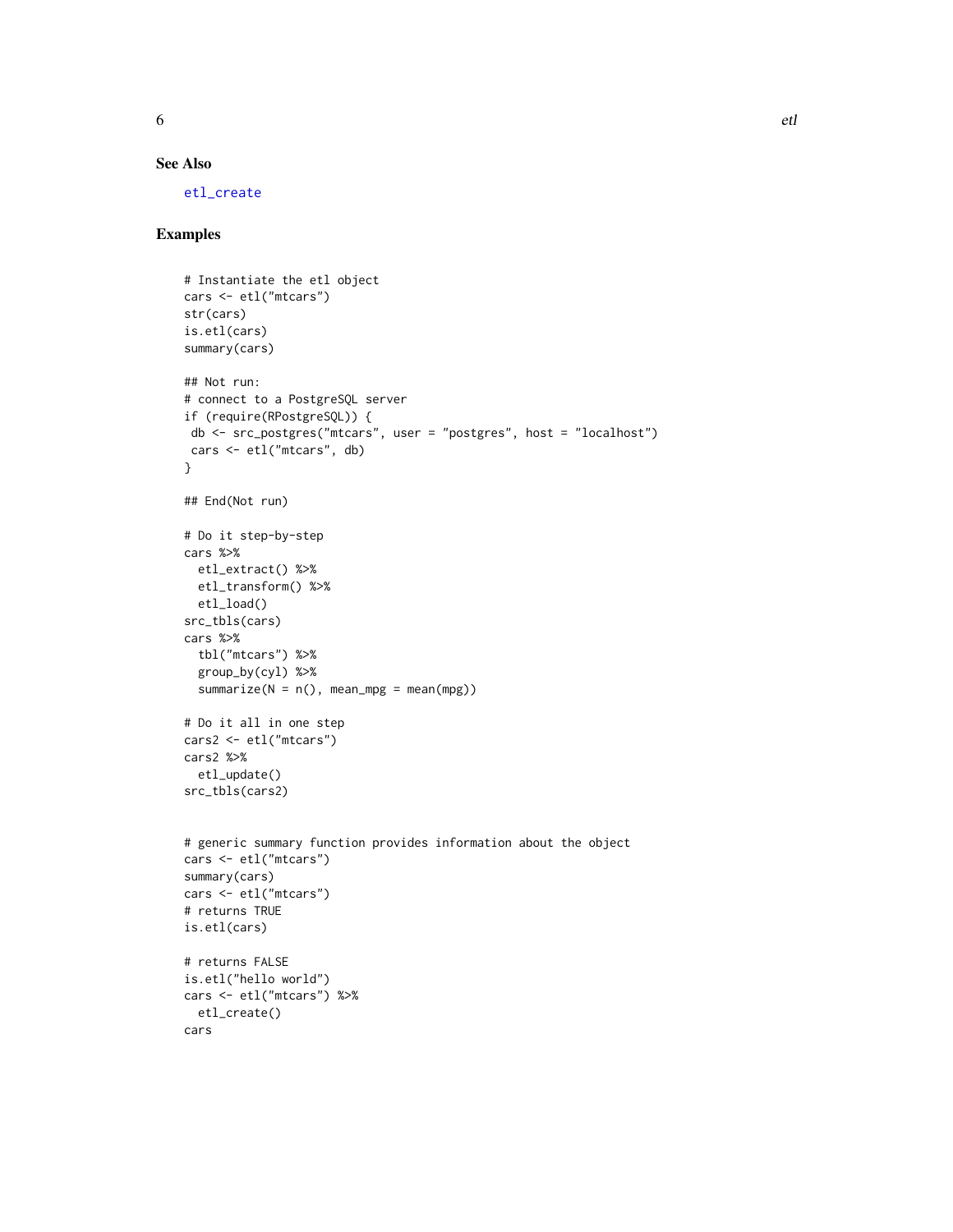### See Also

etl_create

### Examples

```
# Instantiate the etl object
cars <- etl("mtcars")
str(cars)
is.etl(cars)
summary(cars)

## Not run:
# connect to a PostgreSQL server
if (require(RPostgreSQL)) {
 db <- src_postgres("mtcars", user = "postgres", host = "localhost")
 cars <- etl("mtcars", db)
}

## End(Not run)

# Do it step-by-step
cars %>%
  etl_extract() %>%
  etl_transform() %>%
  etl_load()
src_tbls(cars)
cars %>%
  tbl("mtcars") %>%
  group_by(cyl) %>%
  summarize(N = n(), mean_mpg = mean(mpg))

# Do it all in one step
cars2 <- etl("mtcars")
cars2 %>%
  etl_update()
src_tbls(cars2)


# generic summary function provides information about the object
cars <- etl("mtcars")
summary(cars)
cars <- etl("mtcars")
# returns TRUE
is.etl(cars)

# returns FALSE
is.etl("hello world")
cars <- etl("mtcars") %>%
  etl_create()
cars
```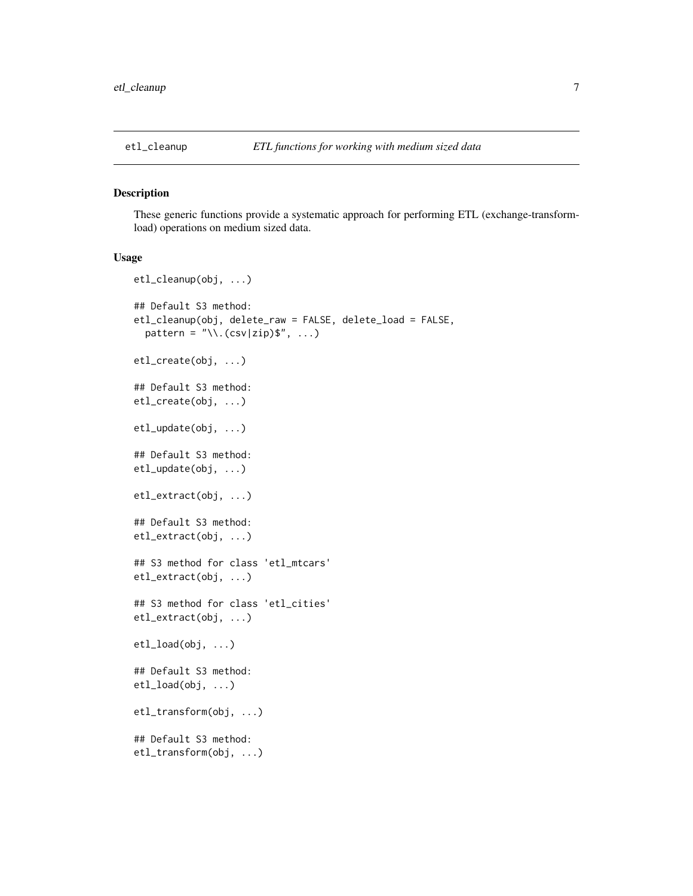etl_cleanup *ETL functions for working with medium sized data*

### Description

These generic functions provide a systematic approach for performing ETL (exchange-transform-load) operations on medium sized data.

### Usage

```
etl_cleanup(obj, ...)

## Default S3 method:
etl_cleanup(obj, delete_raw = FALSE, delete_load = FALSE,
  pattern = "\\.(csv|zip)$", ...)

etl_create(obj, ...)

## Default S3 method:
etl_create(obj, ...)

etl_update(obj, ...)

## Default S3 method:
etl_update(obj, ...)

etl_extract(obj, ...)

## Default S3 method:
etl_extract(obj, ...)

## S3 method for class 'etl_mtcars'
etl_extract(obj, ...)

## S3 method for class 'etl_cities'
etl_extract(obj, ...)

etl_load(obj, ...)

## Default S3 method:
etl_load(obj, ...)

etl_transform(obj, ...)

## Default S3 method:
etl_transform(obj, ...)
```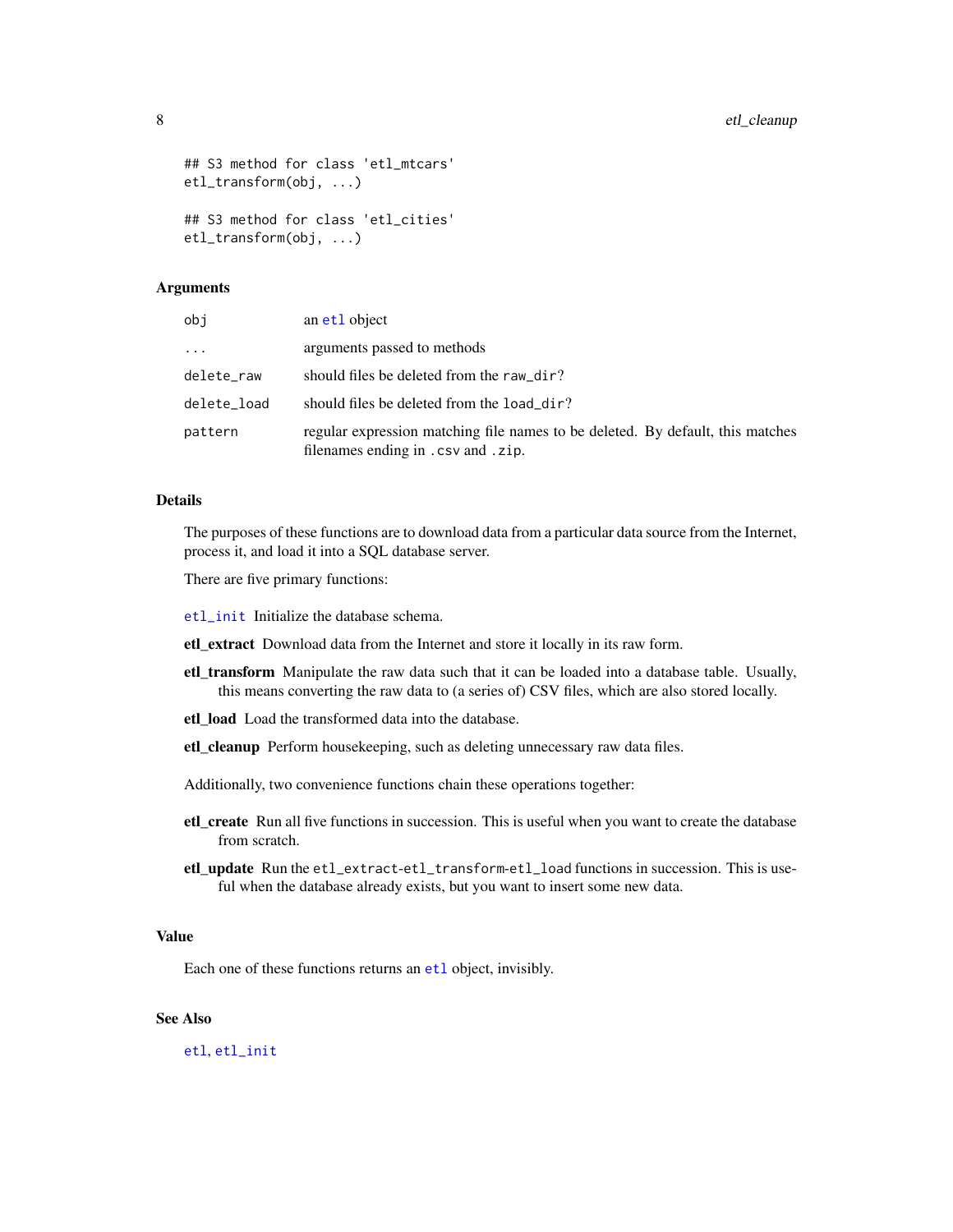```
## S3 method for class 'etl_mtcars'
etl_transform(obj, ...)

## S3 method for class 'etl_cities'
etl_transform(obj, ...)
```

### Arguments

| | |
|---|---|
| obj | an etl object |
| ... | arguments passed to methods |
| delete_raw | should files be deleted from the raw_dir? |
| delete_load | should files be deleted from the load_dir? |
| pattern | regular expression matching file names to be deleted. By default, this matches filenames ending in .csv and .zip. |

### Details

The purposes of these functions are to download data from a particular data source from the Internet, process it, and load it into a SQL database server.

There are five primary functions:

etl_init Initialize the database schema.

**etl_extract** Download data from the Internet and store it locally in its raw form.

**etl_transform** Manipulate the raw data such that it can be loaded into a database table. Usually, this means converting the raw data to (a series of) CSV files, which are also stored locally.

**etl_load** Load the transformed data into the database.

**etl_cleanup** Perform housekeeping, such as deleting unnecessary raw data files.

Additionally, two convenience functions chain these operations together:

**etl_create** Run all five functions in succession. This is useful when you want to create the database from scratch.

**etl_update** Run the etl_extract-etl_transform-etl_load functions in succession. This is useful when the database already exists, but you want to insert some new data.

### Value

Each one of these functions returns an etl object, invisibly.

### See Also

etl, etl_init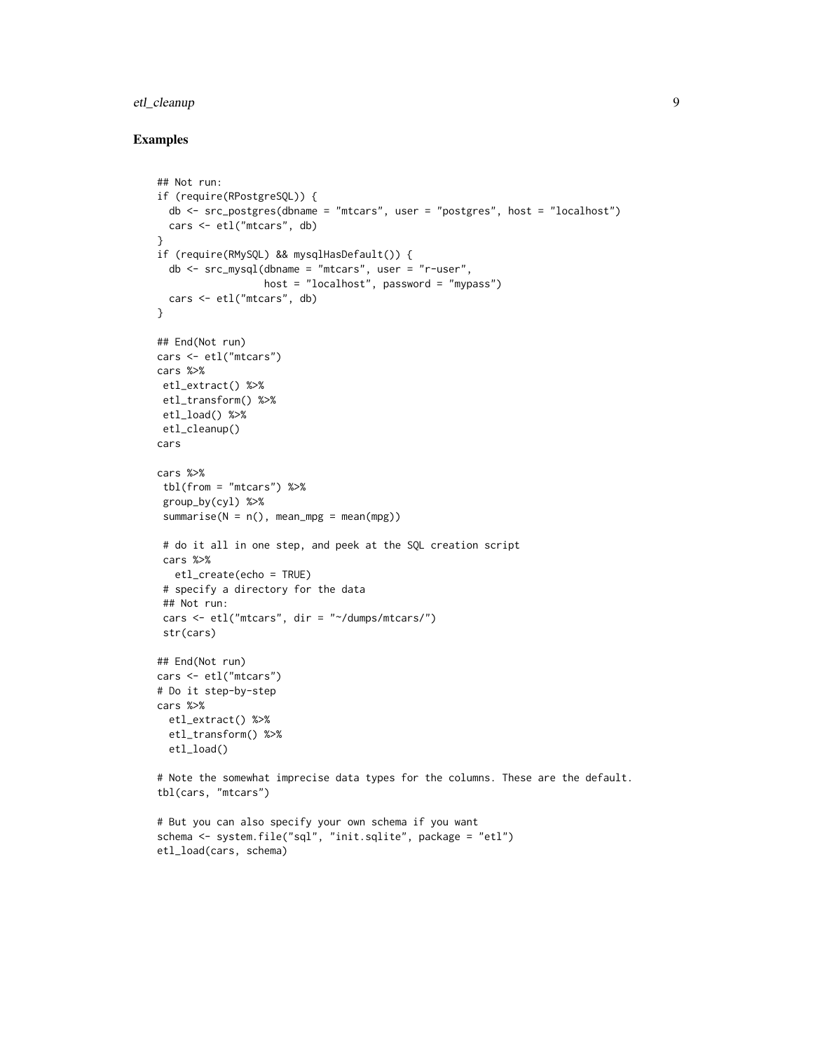## Examples

```
## Not run:
if (require(RPostgreSQL)) {
  db <- src_postgres(dbname = "mtcars", user = "postgres", host = "localhost")
  cars <- etl("mtcars", db)
}
if (require(RMySQL) && mysqlHasDefault()) {
  db <- src_mysql(dbname = "mtcars", user = "r-user",
                  host = "localhost", password = "mypass")
  cars <- etl("mtcars", db)
}

## End(Not run)
cars <- etl("mtcars")
cars %>%
 etl_extract() %>%
 etl_transform() %>%
 etl_load() %>%
 etl_cleanup()
cars

cars %>%
 tbl(from = "mtcars") %>%
 group_by(cyl) %>%
 summarise(N = n(), mean_mpg = mean(mpg))

 # do it all in one step, and peek at the SQL creation script
 cars %>%
   etl_create(echo = TRUE)
 # specify a directory for the data
 ## Not run:
 cars <- etl("mtcars", dir = "~/dumps/mtcars/")
 str(cars)

## End(Not run)
cars <- etl("mtcars")
# Do it step-by-step
cars %>%
  etl_extract() %>%
  etl_transform() %>%
  etl_load()

# Note the somewhat imprecise data types for the columns. These are the default.
tbl(cars, "mtcars")

# But you can also specify your own schema if you want
schema <- system.file("sql", "init.sqlite", package = "etl")
etl_load(cars, schema)
```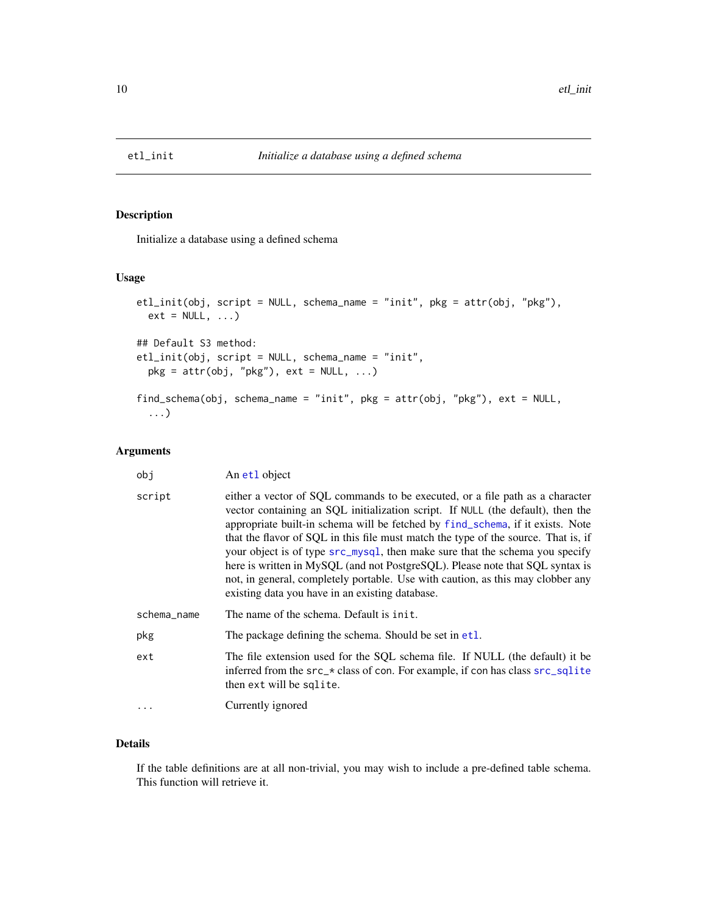# etl_init — *Initialize a database using a defined schema*

## Description

Initialize a database using a defined schema

## Usage

```
etl_init(obj, script = NULL, schema_name = "init", pkg = attr(obj, "pkg"),
  ext = NULL, ...)

## Default S3 method:
etl_init(obj, script = NULL, schema_name = "init",
  pkg = attr(obj, "pkg"), ext = NULL, ...)

find_schema(obj, schema_name = "init", pkg = attr(obj, "pkg"), ext = NULL,
  ...)
```

## Arguments

| | |
|---|---|
| `obj` | An `etl` object |
| `script` | either a vector of SQL commands to be executed, or a file path as a character vector containing an SQL initialization script. If `NULL` (the default), then the appropriate built-in schema will be fetched by `find_schema`, if it exists. Note that the flavor of SQL in this file must match the type of the source. That is, if your object is of type `src_mysql`, then make sure that the schema you specify here is written in MySQL (and not PostgreSQL). Please note that SQL syntax is not, in general, completely portable. Use with caution, as this may clobber any existing data you have in an existing database. |
| `schema_name` | The name of the schema. Default is `init`. |
| `pkg` | The package defining the schema. Should be set in `etl`. |
| `ext` | The file extension used for the SQL schema file. If NULL (the default) it be inferred from the `src_*` class of `con`. For example, if `con` has class `src_sqlite` then `ext` will be `sqlite`. |
| `...` | Currently ignored |

## Details

If the table definitions are at all non-trivial, you may wish to include a pre-defined table schema. This function will retrieve it.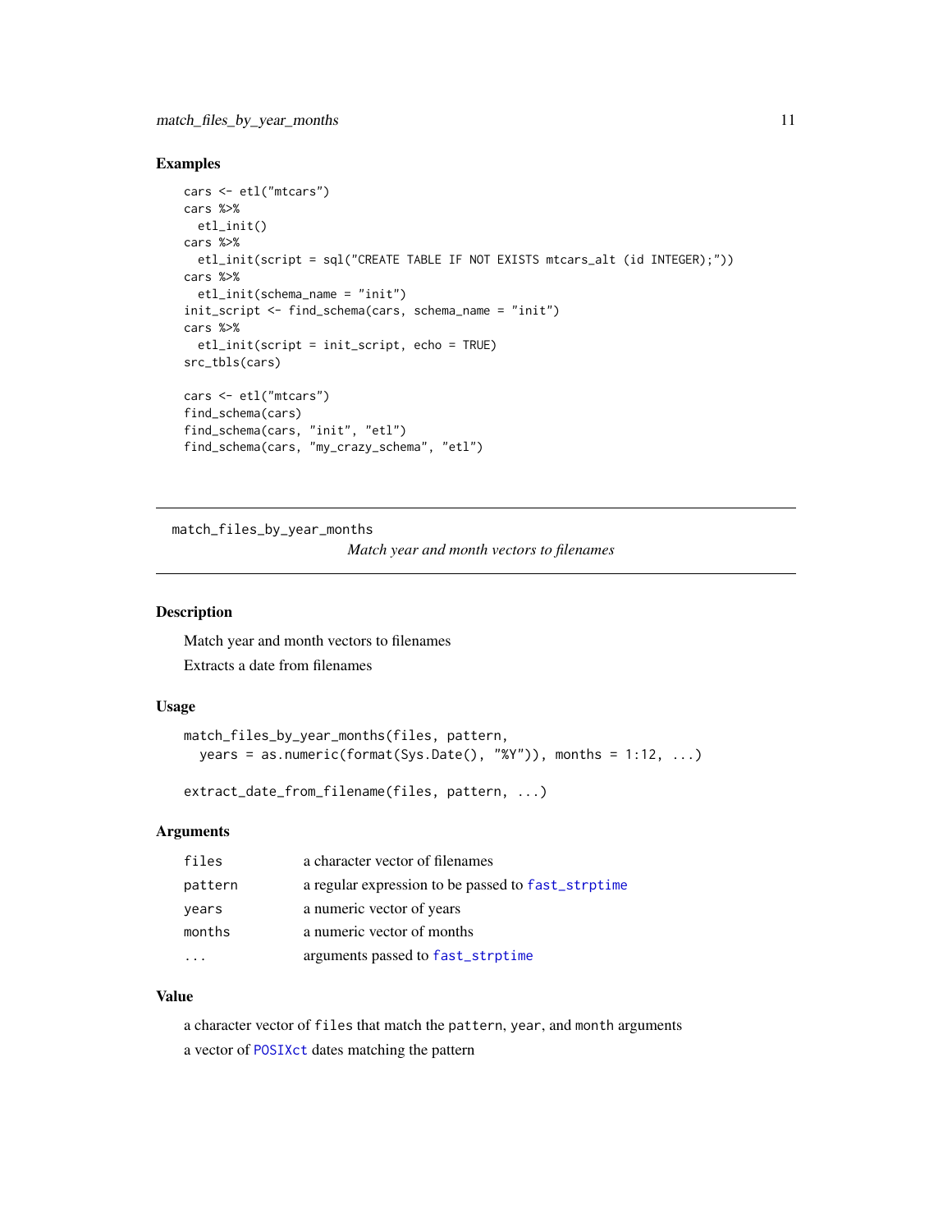## Examples

```
cars <- etl("mtcars")
cars %>%
  etl_init()
cars %>%
  etl_init(script = sql("CREATE TABLE IF NOT EXISTS mtcars_alt (id INTEGER);"))
cars %>%
  etl_init(schema_name = "init")
init_script <- find_schema(cars, schema_name = "init")
cars %>%
  etl_init(script = init_script, echo = TRUE)
src_tbls(cars)

cars <- etl("mtcars")
find_schema(cars)
find_schema(cars, "init", "etl")
find_schema(cars, "my_crazy_schema", "etl")
```

---

# match_files_by_year_months

*Match year and month vectors to filenames*

---

## Description

Match year and month vectors to filenames

Extracts a date from filenames

## Usage

```
match_files_by_year_months(files, pattern,
  years = as.numeric(format(Sys.Date(), "%Y")), months = 1:12, ...)

extract_date_from_filename(files, pattern, ...)
```

## Arguments

| | |
|---|---|
| files | a character vector of filenames |
| pattern | a regular expression to be passed to fast_strptime |
| years | a numeric vector of years |
| months | a numeric vector of months |
| ... | arguments passed to fast_strptime |

## Value

a character vector of files that match the pattern, year, and month arguments

a vector of POSIXct dates matching the pattern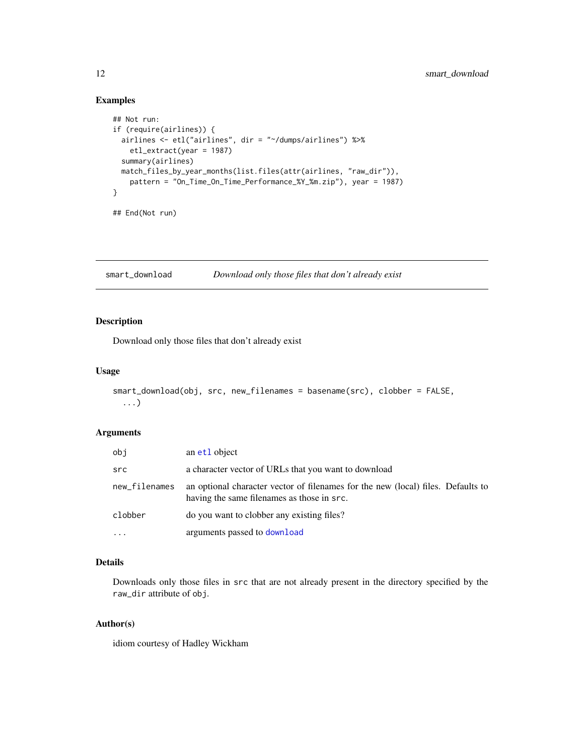### Examples

```
## Not run:
if (require(airlines)) {
  airlines <- etl("airlines", dir = "~/dumps/airlines") %>%
    etl_extract(year = 1987)
  summary(airlines)
  match_files_by_year_months(list.files(attr(airlines, "raw_dir")),
    pattern = "On_Time_On_Time_Performance_%Y_%m.zip"), year = 1987)
}

## End(Not run)
```

---

## smart_download — *Download only those files that don't already exist*

---

### Description

Download only those files that don't already exist

### Usage

```
smart_download(obj, src, new_filenames = basename(src), clobber = FALSE,
  ...)
```

### Arguments

| | |
|---|---|
| `obj` | an `etl` object |
| `src` | a character vector of URLs that you want to download |
| `new_filenames` | an optional character vector of filenames for the new (local) files. Defaults to having the same filenames as those in `src`. |
| `clobber` | do you want to clobber any existing files? |
| `...` | arguments passed to `download` |

### Details

Downloads only those files in `src` that are not already present in the directory specified by the `raw_dir` attribute of `obj`.

### Author(s)

idiom courtesy of Hadley Wickham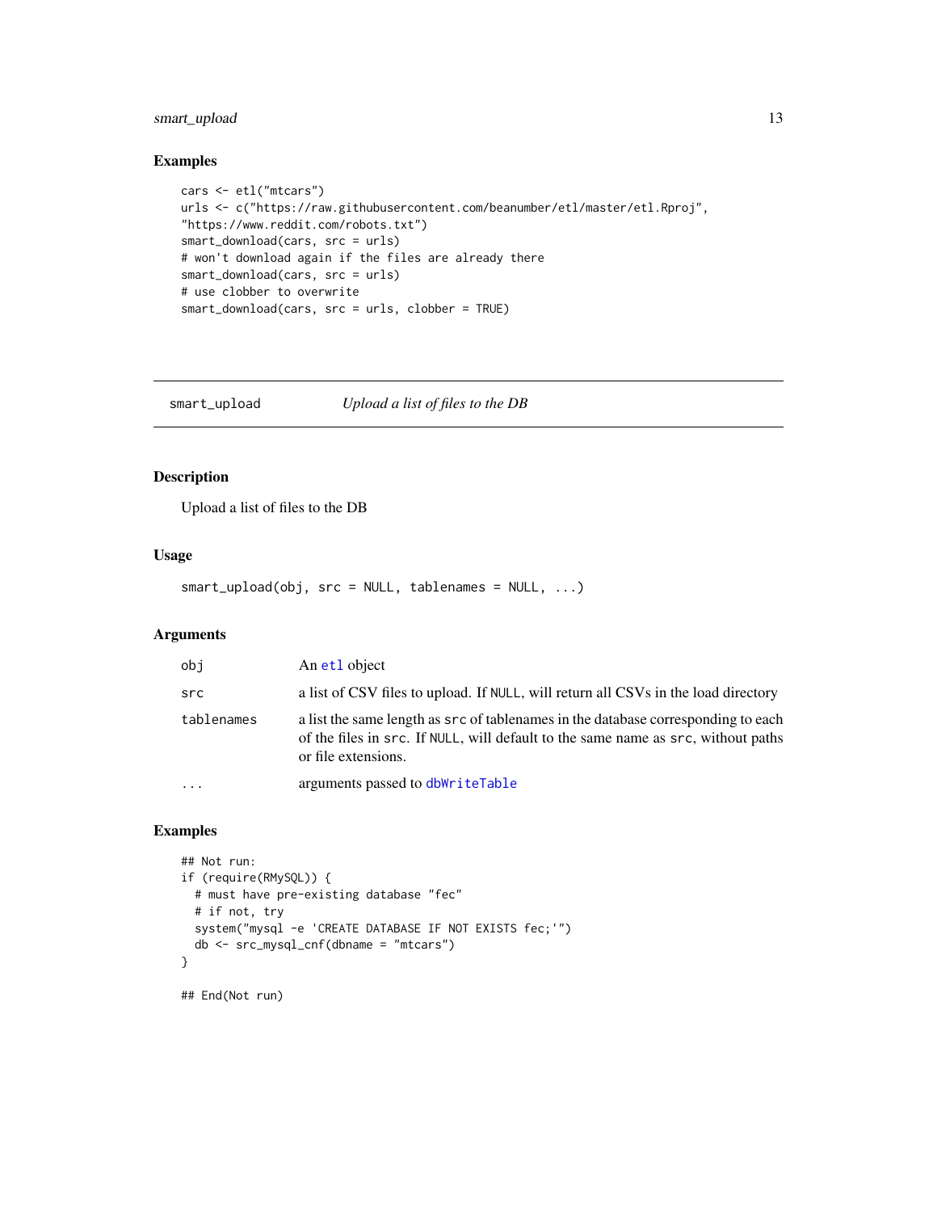## Examples

```
cars <- etl("mtcars")
urls <- c("https://raw.githubusercontent.com/beanumber/etl/master/etl.Rproj",
"https://www.reddit.com/robots.txt")
smart_download(cars, src = urls)
# won't download again if the files are already there
smart_download(cars, src = urls)
# use clobber to overwrite
smart_download(cars, src = urls, clobber = TRUE)
```

---

# smart_upload    *Upload a list of files to the DB*

---

## Description

Upload a list of files to the DB

## Usage

```
smart_upload(obj, src = NULL, tablenames = NULL, ...)
```

## Arguments

| | |
|---|---|
| obj | An etl object |
| src | a list of CSV files to upload. If NULL, will return all CSVs in the load directory |
| tablenames | a list the same length as src of tablenames in the database corresponding to each of the files in src. If NULL, will default to the same name as src, without paths or file extensions. |
| ... | arguments passed to dbWriteTable |

## Examples

```
## Not run:
if (require(RMySQL)) {
  # must have pre-existing database "fec"
  # if not, try
  system("mysql -e 'CREATE DATABASE IF NOT EXISTS fec;'")
  db <- src_mysql_cnf(dbname = "mtcars")
}

## End(Not run)
```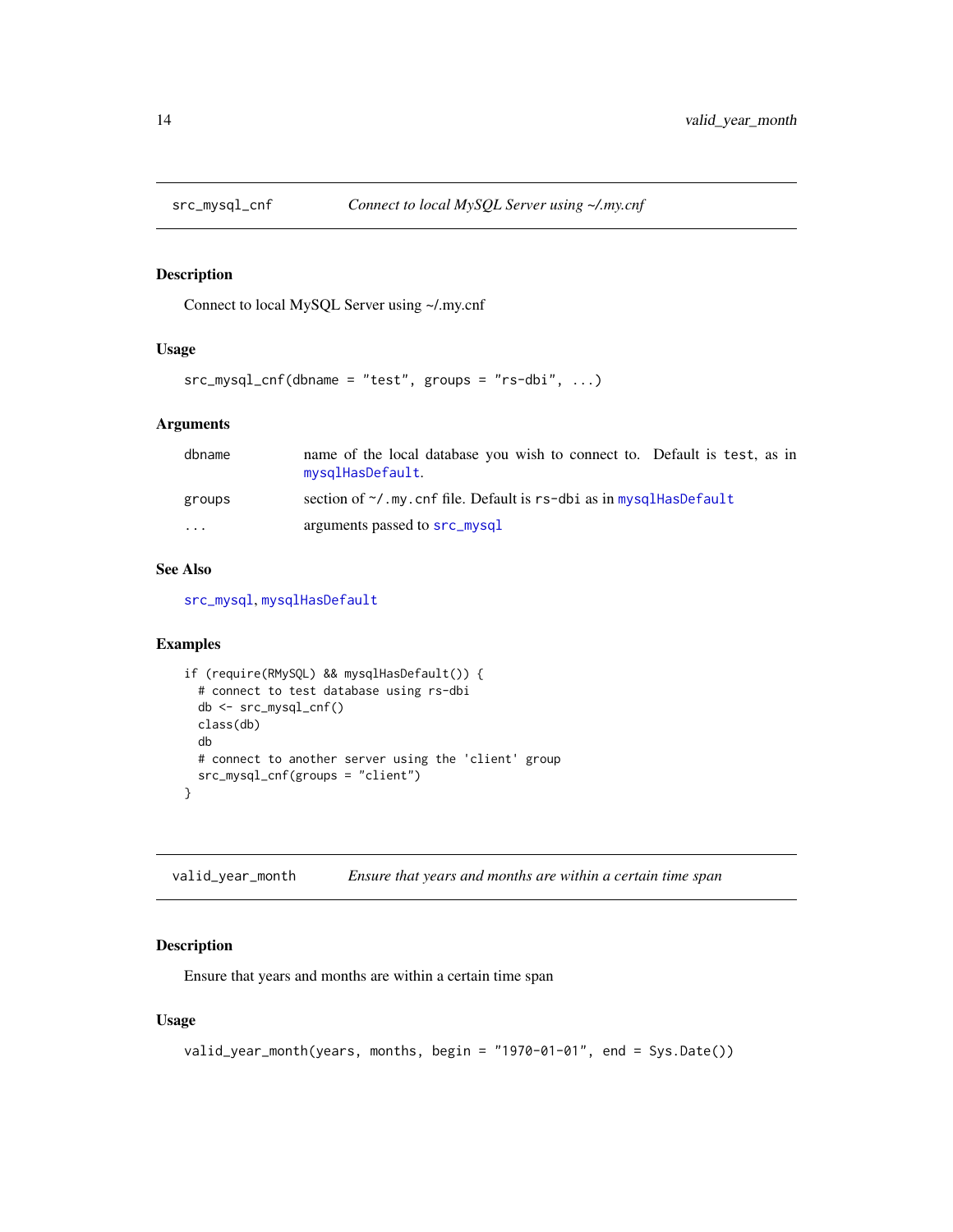## src_mysql_cnf — *Connect to local MySQL Server using ~/.my.cnf*

### Description

Connect to local MySQL Server using ~/.my.cnf

### Usage

```
src_mysql_cnf(dbname = "test", groups = "rs-dbi", ...)
```

### Arguments

| | |
|---|---|
| dbname | name of the local database you wish to connect to. Default is `test`, as in `mysqlHasDefault`. |
| groups | section of `~/.my.cnf` file. Default is `rs-dbi` as in `mysqlHasDefault` |
| ... | arguments passed to `src_mysql` |

### See Also

`src_mysql`, `mysqlHasDefault`

### Examples

```
if (require(RMySQL) && mysqlHasDefault()) {
  # connect to test database using rs-dbi
  db <- src_mysql_cnf()
  class(db)
  db
  # connect to another server using the 'client' group
  src_mysql_cnf(groups = "client")
}
```

## valid_year_month — *Ensure that years and months are within a certain time span*

### Description

Ensure that years and months are within a certain time span

### Usage

```
valid_year_month(years, months, begin = "1970-01-01", end = Sys.Date())
```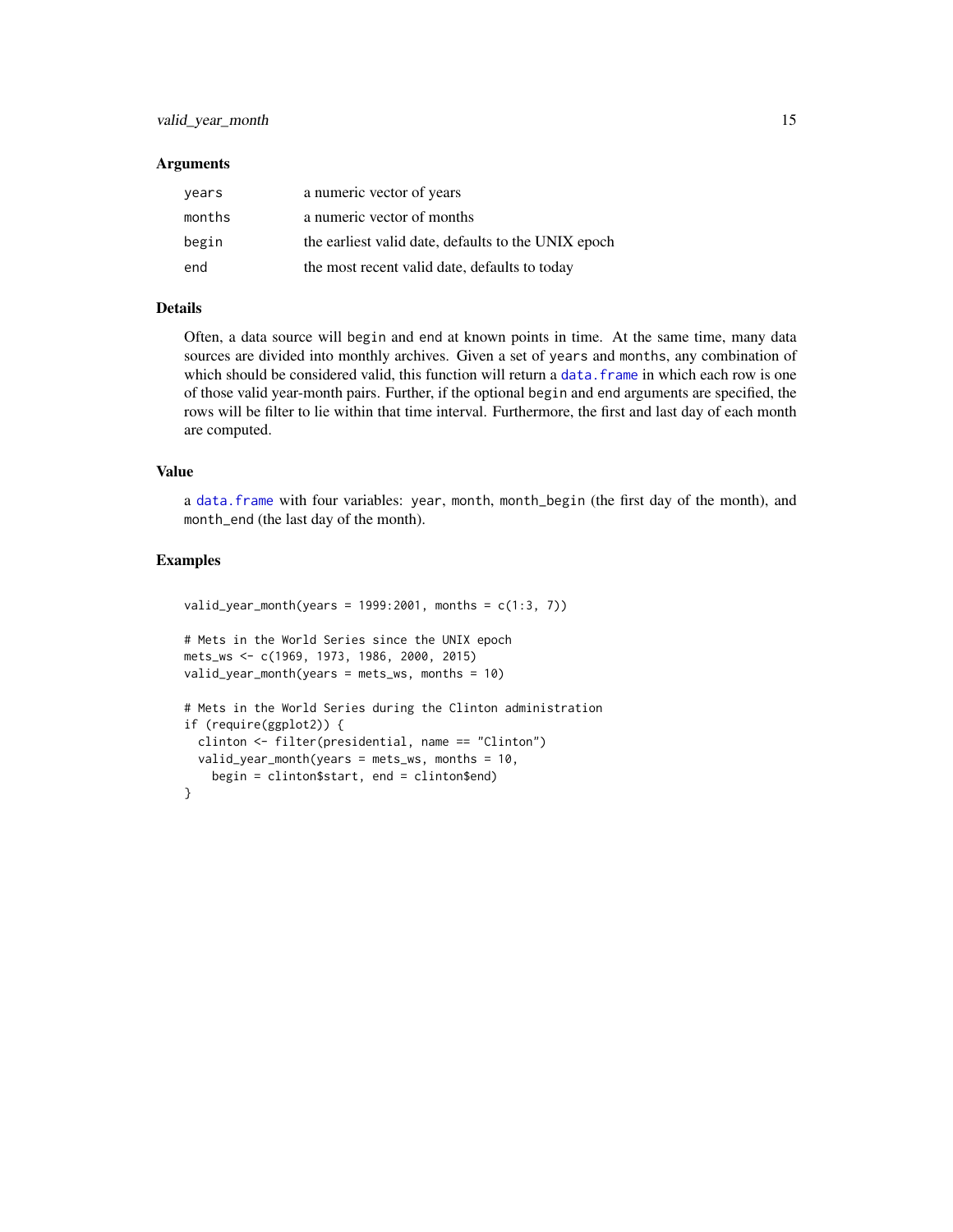### Arguments

| | |
|---|---|
| `years` | a numeric vector of years |
| `months` | a numeric vector of months |
| `begin` | the earliest valid date, defaults to the UNIX epoch |
| `end` | the most recent valid date, defaults to today |

### Details

Often, a data source will `begin` and `end` at known points in time. At the same time, many data sources are divided into monthly archives. Given a set of `years` and `months`, any combination of which should be considered valid, this function will return a `data.frame` in which each row is one of those valid year-month pairs. Further, if the optional `begin` and `end` arguments are specified, the rows will be filter to lie within that time interval. Furthermore, the first and last day of each month are computed.

### Value

a `data.frame` with four variables: `year`, `month`, `month_begin` (the first day of the month), and `month_end` (the last day of the month).

### Examples

```
valid_year_month(years = 1999:2001, months = c(1:3, 7))

# Mets in the World Series since the UNIX epoch
mets_ws <- c(1969, 1973, 1986, 2000, 2015)
valid_year_month(years = mets_ws, months = 10)

# Mets in the World Series during the Clinton administration
if (require(ggplot2)) {
  clinton <- filter(presidential, name == "Clinton")
  valid_year_month(years = mets_ws, months = 10,
    begin = clinton$start, end = clinton$end)
}
```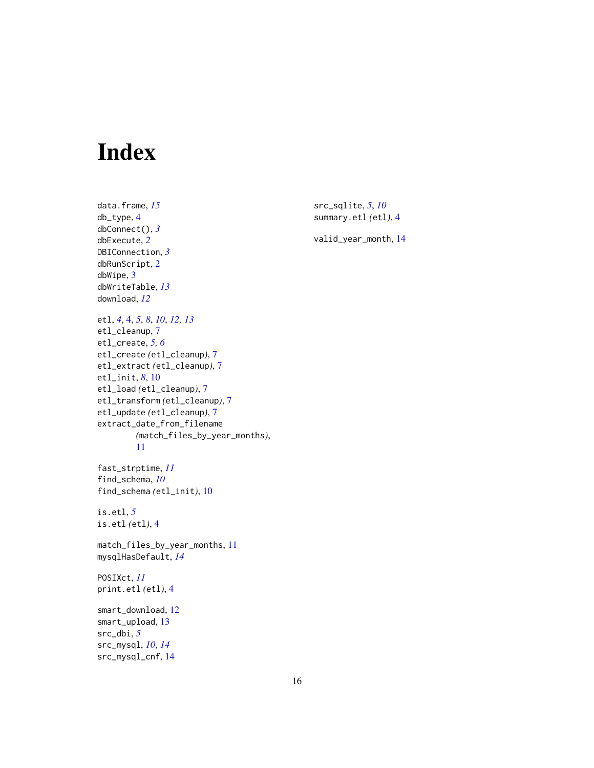# Index

data.frame, *15*
db_type, 4
dbConnect(), *3*
dbExecute, *2*
DBIConnection, *3*
dbRunScript, 2
dbWipe, 3
dbWriteTable, *13*
download, *12*

etl, *4*, 4, *5*, *8*, *10*, *12, 13*
etl_cleanup, 7
etl_create, *5, 6*
etl_create (etl_cleanup), 7
etl_extract (etl_cleanup), 7
etl_init, *8*, 10
etl_load (etl_cleanup), 7
etl_transform (etl_cleanup), 7
etl_update (etl_cleanup), 7
extract_date_from_filename (match_files_by_year_months), 11

fast_strptime, *11*
find_schema, *10*
find_schema (etl_init), 10

is.etl, *5*
is.etl (etl), 4

match_files_by_year_months, 11
mysqlHasDefault, *14*

POSIXct, *11*
print.etl (etl), 4

smart_download, 12
smart_upload, 13
src_dbi, *5*
src_mysql, *10*, *14*
src_mysql_cnf, 14
src_sqlite, *5*, *10*
summary.etl (etl), 4

valid_year_month, 14